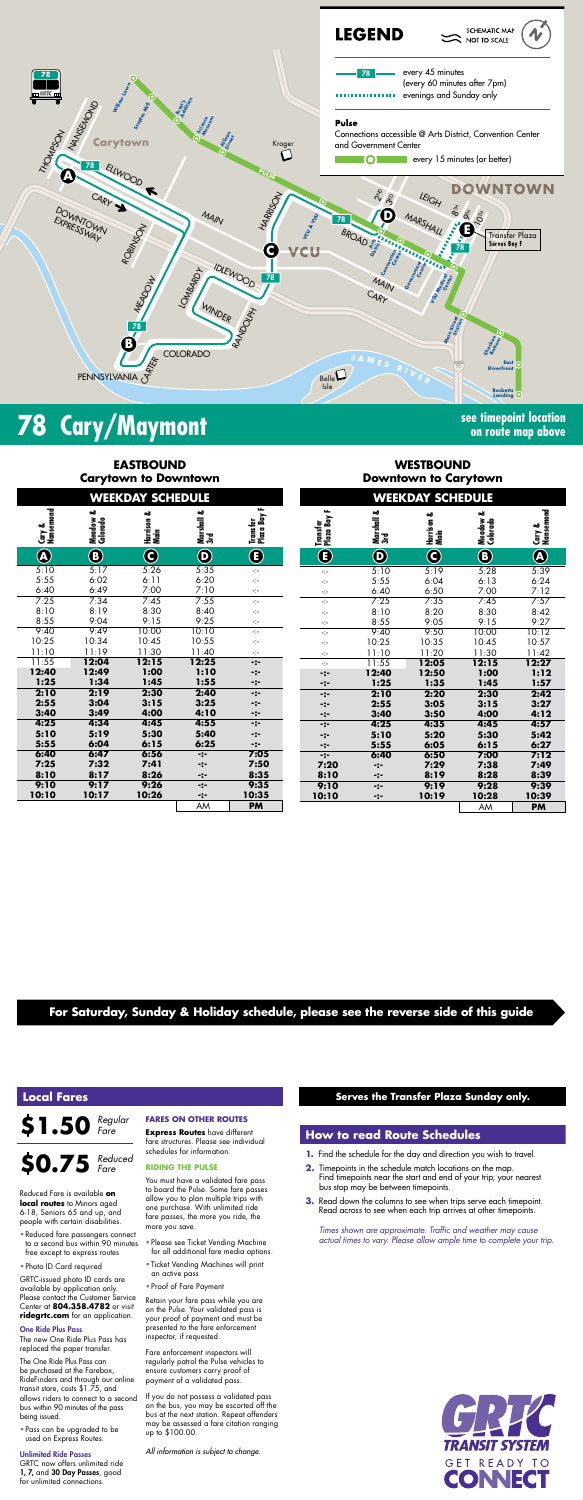## LEGEND

SCHEMATIC MAP NOT TO SCALE

78 — every 45 minutes (every 60 minutes after 7pm)

evenings and Sunday only

**Pulse**
Connections accessible @ Arts District, Convention Center and Government Center

every 15 minutes (or better)

# 78 Cary/Maymont

**see timepoint location on route map above**

## EASTBOUND
### Carytown to Downtown

**WEEKDAY SCHEDULE**

| Cary & Nansemond (A) | Meadow & Colorado (B) | Harrison & Main (C) | Marshall & 3rd (D) | Transfer Plaza Bay F (E) |
|---|---|---|---|---|
| 5:10 | 5:17 | 5:26 | 5:35 | -:- |
| 5:55 | 6:02 | 6:11 | 6:20 | -:- |
| 6:40 | 6:49 | 7:00 | 7:10 | -:- |
| 7:25 | 7:34 | 7:45 | 7:55 | -:- |
| 8:10 | 8:19 | 8:30 | 8:40 | -:- |
| 8:55 | 9:04 | 9:15 | 9:25 | -:- |
| 9:40 | 9:49 | 10:00 | 10:10 | -:- |
| 10:25 | 10:34 | 10:45 | 10:55 | -:- |
| 11:10 | 11:19 | 11:30 | 11:40 | -:- |
| 11:55 | **12:04** | **12:15** | **12:25** | **-:-** |
| **12:40** | **12:49** | **1:00** | **1:10** | **-:-** |
| **1:25** | **1:34** | **1:45** | **1:55** | **-:-** |
| **2:10** | **2:19** | **2:30** | **2:40** | **-:-** |
| **2:55** | **3:04** | **3:15** | **3:25** | **-:-** |
| **3:40** | **3:49** | **4:00** | **4:10** | **-:-** |
| **4:25** | **4:34** | **4:45** | **4:55** | **-:-** |
| **5:10** | **5:19** | **5:30** | **5:40** | **-:-** |
| **5:55** | **6:04** | **6:15** | **6:25** | **-:-** |
| **6:40** | **6:47** | **6:56** | **-:-** | **7:05** |
| **7:25** | **7:32** | **7:41** | **-:-** | **7:50** |
| **8:10** | **8:17** | **8:26** | **-:-** | **8:35** |
| **9:10** | **9:17** | **9:26** | **-:-** | **9:35** |
| **10:10** | **10:17** | **10:26** | **-:-** | **10:35** |
| | | | AM | **PM** |

## WESTBOUND
### Downtown to Carytown

**WEEKDAY SCHEDULE**

| Transfer Plaza Bay F (E) | Marshall & 3rd (D) | Harrison & Main (C) | Meadow & Colorado (B) | Cary & Nansemond (A) |
|---|---|---|---|---|
| -:- | 5:10 | 5:19 | 5:28 | 5:39 |
| -:- | 5:55 | 6:04 | 6:13 | 6:24 |
| -:- | 6:40 | 6:50 | 7:00 | 7:12 |
| -:- | 7:25 | 7:35 | 7:45 | 7:57 |
| -:- | 8:10 | 8:20 | 8:30 | 8:42 |
| -:- | 8:55 | 9:05 | 9:15 | 9:27 |
| -:- | 9:40 | 9:50 | 10:00 | 10:12 |
| -:- | 10:25 | 10:35 | 10:45 | 10:57 |
| -:- | 11:10 | 11:20 | 11:30 | 11:42 |
| -:- | 11:55 | **12:05** | **12:15** | **12:27** |
| **-:-** | **12:40** | **12:50** | **1:00** | **1:12** |
| **-:-** | **1:25** | **1:35** | **1:45** | **1:57** |
| **-:-** | **2:10** | **2:20** | **2:30** | **2:42** |
| **-:-** | **2:55** | **3:05** | **3:15** | **3:27** |
| **-:-** | **3:40** | **3:50** | **4:00** | **4:12** |
| **-:-** | **4:25** | **4:35** | **4:45** | **4:57** |
| **-:-** | **5:10** | **5:20** | **5:30** | **5:42** |
| **-:-** | **5:55** | **6:05** | **6:15** | **6:27** |
| **-:-** | **6:40** | **6:50** | **7:00** | **7:12** |
| **7:20** | **-:-** | **7:29** | **7:38** | **7:49** |
| **8:10** | **-:-** | **8:19** | **8:28** | **8:39** |
| **9:10** | **-:-** | **9:19** | **9:28** | **9:39** |
| **10:10** | **-:-** | **10:19** | **10:28** | **10:39** |
| | | | AM | **PM** |

**For Saturday, Sunday & Holiday schedule, please see the reverse side of this guide**

## Local Fares

**$1.50** *Regular Fare*

**$0.75** *Reduced Fare*

Reduced Fare is available **on local routes** to Minors aged 6-18, Seniors 65 and up, and people with certain disabilities.

- Reduced fare passengers connect to a second bus within 90 minutes free except to express routes
- Photo ID Card required

GRTC-issued photo ID cards are available by application only. Please contact the Customer Service Center at **804.358.4782** or visit **ridegrtc.com** for an application.

**One Ride Plus Pass**
The new One Ride Plus Pass has replaced the paper transfer.

The One Ride Plus Pass can be purchased at the Farebox, RideFinders and through our online transit store, costs $1.75, and allows riders to connect to a second bus within 90 minutes of the pass being issued.

- Pass can be upgraded to be used on Express Routes.

**Unlimited Ride Passes**
GRTC now offers unlimited ride **1, 7,** and **30 Day Passes**, good for unlimited connections.

### FARES ON OTHER ROUTES

**Express Routes** have different fare structures. Please see individual schedules for information.

### RIDING THE PULSE

You must have a validated fare pass to board the Pulse. Some fare passes allow you to plan multiple trips with one purchase. With unlimited ride fare passes, the more you ride, the more you save.

- Please see Ticket Vending Machine for all additional fare media options.
- Ticket Vending Machines will print an active pass
- Proof of Fare Payment

Retain your fare pass while you are on the Pulse. Your validated pass is your proof of payment and must be presented to the fare enforcement inspector, if requested.

Fare enforcement inspectors will regularly patrol the Pulse vehicles to ensure customers carry proof of payment of a validated pass.

If you do not possess a validated pass on the bus, you may be escorted off the bus at the next station. Repeat offenders may be assessed a fare citation ranging up to $100.00.

*All information is subject to change.*

**Serves the Transfer Plaza Sunday only.**

## How to read Route Schedules

1. Find the schedule for the day and direction you wish to travel.
2. Timepoints in the schedule match locations on the map. Find timepoints near the start and end of your trip; your nearest bus stop may be between timepoints.
3. Read down the columns to see when trips serve each timepoint. Read across to see when each trip arrives at other timepoints.

*Times shown are approximate. Traffic and weather may cause actual times to vary. Please allow ample time to complete your trip.*

GRTC TRANSIT SYSTEM
GET READY TO CONNECT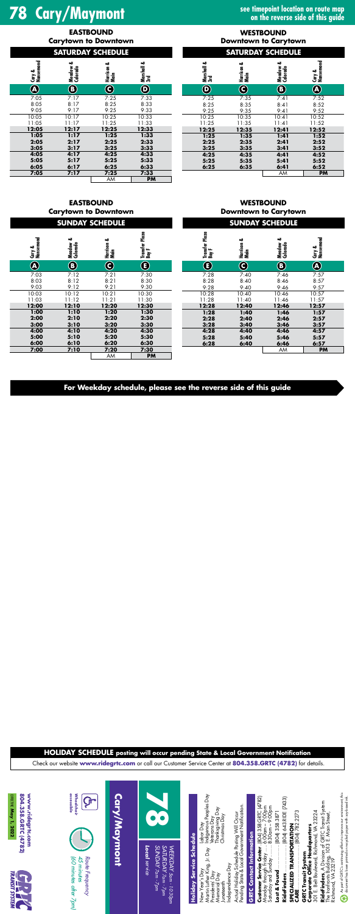# 78 Cary/Maymont

**see timepoint location on route map on the reverse side of this guide**

## EASTBOUND
### Carytown to Downtown
### SATURDAY SCHEDULE

| Cary & Nansemond (A) | Meadow & Colorado (B) | Harrison & Main (C) | Marshall & 3rd (D) |
|---|---|---|---|
| 7:05 | 7:17 | 7:25 | 7:33 |
| 8:05 | 8:17 | 8:25 | 8:33 |
| 9:05 | 9:17 | 9:25 | 9:33 |
| 10:05 | 10:17 | 10:25 | 10:33 |
| 11:05 | 11:17 | 11:25 | 11:33 |
| **12:05** | **12:17** | **12:25** | **12:33** |
| **2:05** | **2:17** | **2:25** | **2:33** |
| **3:05** | **3:17** | **3:25** | **3:33** |
| **4:05** | **4:17** | **4:25** | **4:33** |
| **5:05** | **5:17** | **5:25** | **5:33** |
| **6:05** | **6:17** | **6:25** | **6:33** |
| **7:05** | **7:17** | **7:25** | **7:33** |
| | | AM | **PM** |

## WESTBOUND
### Downtown to Carytown
### SATURDAY SCHEDULE

| Marshall & 3rd (D) | Harrison & Main (C) | Meadow & Colorado (B) | Cary & Nansemond (A) |
|---|---|---|---|
| 7:25 | 7:35 | 7:41 | 7:52 |
| 8:25 | 8:35 | 8:41 | 8:52 |
| 9:25 | 9:35 | 9:41 | 9:52 |
| 10:25 | 10:35 | 10:41 | 10:52 |
| 11:25 | 11:35 | 11:41 | 11:52 |
| **12:25** | **12:35** | **12:41** | **12:52** |
| **1:25** | **1:35** | **1:41** | **1:52** |
| **2:25** | **2:35** | **2:41** | **2:52** |
| **3:25** | **3:35** | **3:41** | **3:52** |
| **4:25** | **4:35** | **4:41** | **4:52** |
| **5:25** | **5:35** | **5:41** | **5:52** |
| **6:25** | **6:35** | **6:41** | **6:52** |
| | | AM | **PM** |

## EASTBOUND
### Carytown to Downtown
### SUNDAY SCHEDULE

| Cary & Nansemond (A) | Meadow & Colorado (B) | Harrison & Main (C) | Transfer Plaza Bay F (E) |
|---|---|---|---|
| 7:03 | 7:12 | 7:21 | 7:30 |
| 8:03 | 8:12 | 8:21 | 8:30 |
| 9:03 | 9:12 | 9:21 | 9:30 |
| 10:03 | 10:12 | 10:21 | 10:30 |
| 11:03 | 11:12 | 11:21 | 11:30 |
| **12:00** | **12:10** | **12:20** | **12:30** |
| **1:00** | **1:10** | **1:20** | **1:30** |
| **2:00** | **2:10** | **2:20** | **2:30** |
| **3:00** | **3:10** | **3:20** | **3:30** |
| **4:00** | **4:10** | **4:20** | **4:30** |
| **5:00** | **5:10** | **5:20** | **5:30** |
| **6:00** | **6:10** | **6:20** | **6:30** |
| **7:00** | **7:10** | **7:20** | **7:30** |
| | | AM | **PM** |

## WESTBOUND
### Downtown to Carytown
### SUNDAY SCHEDULE

| Transfer Plaza Bay F (E) | Harrison & Main (C) | Meadow & Colorado (B) | Cary & Nansemond (A) |
|---|---|---|---|
| 7:28 | 7:40 | 7:46 | 7:57 |
| 8:28 | 8:40 | 8:46 | 8:57 |
| 9:28 | 9:40 | 9:46 | 9:57 |
| 10:28 | 10:40 | 10:46 | 10:57 |
| 11:28 | 11:40 | 11:46 | 11:57 |
| **12:28** | **12:40** | **12:46** | **12:57** |
| **1:28** | **1:40** | **1:46** | **1:57** |
| **2:28** | **2:40** | **2:46** | **2:57** |
| **3:28** | **3:40** | **3:46** | **3:57** |
| **4:28** | **4:40** | **4:46** | **4:57** |
| **5:28** | **5:40** | **5:46** | **5:57** |
| **6:28** | **6:40** | **6:46** | **6:57** |
| | | AM | **PM** |

**For Weekday schedule, please see the reverse side of this guide**

**HOLIDAY SCHEDULE posting will occur pending State & Local Government Notification**

Check our website **www.ridegrtc.com** or call our Customer Service Center at **804.358.GRTC (4782)** for details.

### Holiday Service Schedule

- New Year's Day
- Martin Luther King, Jr. Day
- Presidents' Day
- Memorial Day
- Juneteenth
- Independence Day
- Labor Day
- Indigenous Peoples Day
- Veterans Day
- Thanksgiving Day
- Christmas Day

Actual Holiday Schedule Posting Will Occur Pending State & Local Government Notification

### GRTC Contact Information

**Customer Service Center**: (804) 358-GRTC (4782)
Monday through Friday ......... 6:00am – 9:00pm
Saturday and Sunday ......... 8:30am – 9:00pm

**Lost & Found** ......... (804) 358-3871

**RideFinders** ......... (804) 643-RIDE (7433)

**SPECIALIZED TRANSPORTATION**
**CARE** ......... (804) 782-2273

**GRTC Transit System**
**Corporate Office Headquarters**
301 E. Belt Boulevard, Richmond, VA 23224

**RideFinders**, A Division of GRTC Transit System
The Ironfronts Building, 1013 E. Main Street,
Richmond, VA 23219

As part of GRTC's continuing effort to improve our environment this document has been printed on recycled paper with soy-based ink.

# 78 Cary/Maymont

**Local** service

WEEKDAY 5am - 10:30pm
SATURDAY 7am - 7pm
SUNDAY 7am - 7pm

Wheelchair accessible

Route Frequency
45 minutes
(60 minutes after 7pm)

www.ridegrtc.com
804.358.GRTC (4782)

EFFECTIVE **May 1, 2022**

GRTC TRANSIT SYSTEM